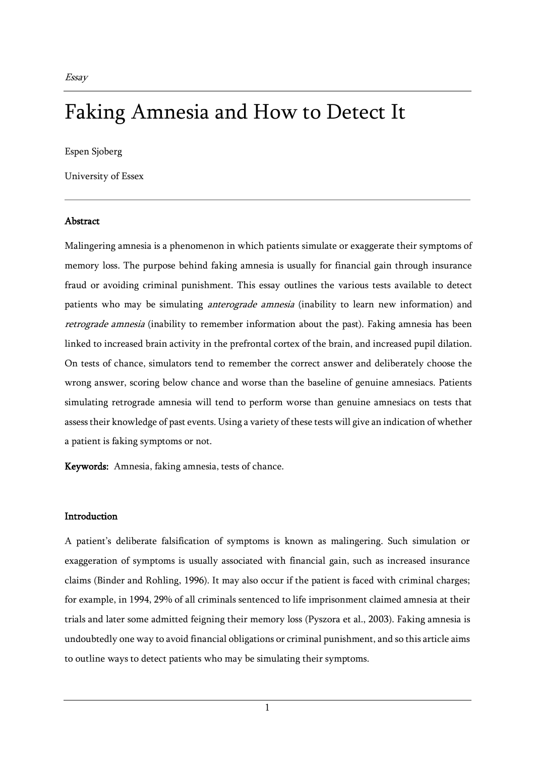*Essay*

# Faking Amnesia and How to Detect It

Espen Sjoberg

University of Essex

---

**Abstract**

Malingering amnesia is a phenomenon in which patients simulate or exaggerate their symptoms of memory loss. The purpose behind faking amnesia is usually for financial gain through insurance fraud or avoiding criminal punishment. This essay outlines the various tests available to detect patients who may be simulating *anterograde amnesia* (inability to learn new information) and *retrograde amnesia* (inability to remember information about the past). Faking amnesia has been linked to increased brain activity in the prefrontal cortex of the brain, and increased pupil dilation. On tests of chance, simulators tend to remember the correct answer and deliberately choose the wrong answer, scoring below chance and worse than the baseline of genuine amnesiacs. Patients simulating retrograde amnesia will tend to perform worse than genuine amnesiacs on tests that assess their knowledge of past events. Using a variety of these tests will give an indication of whether a patient is faking symptoms or not.

**Keywords:** Amnesia, faking amnesia, tests of chance.

**Introduction**

A patient's deliberate falsification of symptoms is known as malingering. Such simulation or exaggeration of symptoms is usually associated with financial gain, such as increased insurance claims (Binder and Rohling, 1996). It may also occur if the patient is faced with criminal charges; for example, in 1994, 29% of all criminals sentenced to life imprisonment claimed amnesia at their trials and later some admitted feigning their memory loss (Pyszora et al., 2003). Faking amnesia is undoubtedly one way to avoid financial obligations or criminal punishment, and so this article aims to outline ways to detect patients who may be simulating their symptoms.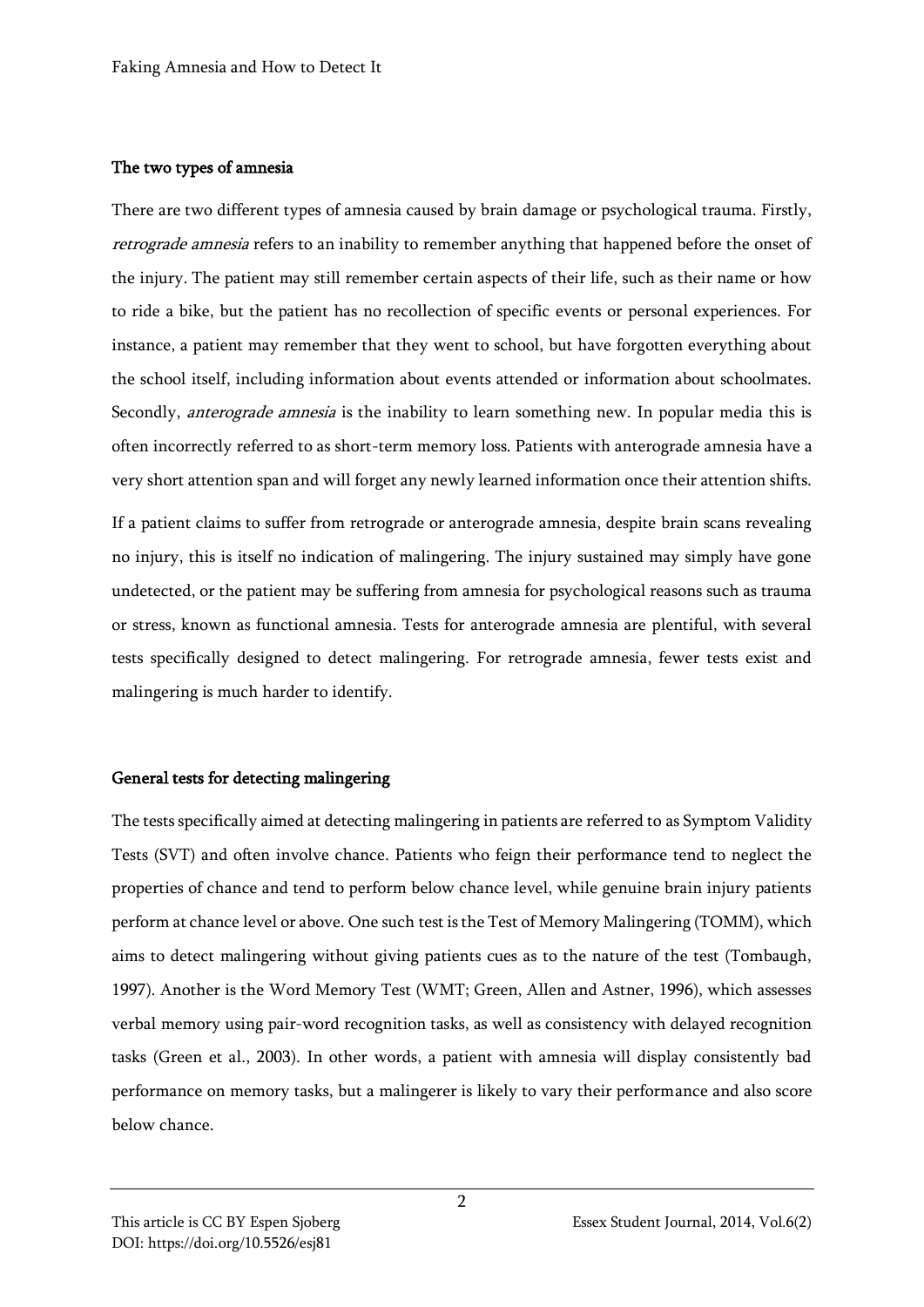## The two types of amnesia

There are two different types of amnesia caused by brain damage or psychological trauma. Firstly, *retrograde amnesia* refers to an inability to remember anything that happened before the onset of the injury. The patient may still remember certain aspects of their life, such as their name or how to ride a bike, but the patient has no recollection of specific events or personal experiences. For instance, a patient may remember that they went to school, but have forgotten everything about the school itself, including information about events attended or information about schoolmates. Secondly, *anterograde amnesia* is the inability to learn something new. In popular media this is often incorrectly referred to as short-term memory loss. Patients with anterograde amnesia have a very short attention span and will forget any newly learned information once their attention shifts.

If a patient claims to suffer from retrograde or anterograde amnesia, despite brain scans revealing no injury, this is itself no indication of malingering. The injury sustained may simply have gone undetected, or the patient may be suffering from amnesia for psychological reasons such as trauma or stress, known as functional amnesia. Tests for anterograde amnesia are plentiful, with several tests specifically designed to detect malingering. For retrograde amnesia, fewer tests exist and malingering is much harder to identify.

## General tests for detecting malingering

The tests specifically aimed at detecting malingering in patients are referred to as Symptom Validity Tests (SVT) and often involve chance. Patients who feign their performance tend to neglect the properties of chance and tend to perform below chance level, while genuine brain injury patients perform at chance level or above. One such test is the Test of Memory Malingering (TOMM), which aims to detect malingering without giving patients cues as to the nature of the test (Tombaugh, 1997). Another is the Word Memory Test (WMT; Green, Allen and Astner, 1996), which assesses verbal memory using pair-word recognition tasks, as well as consistency with delayed recognition tasks (Green et al., 2003). In other words, a patient with amnesia will display consistently bad performance on memory tasks, but a malingerer is likely to vary their performance and also score below chance.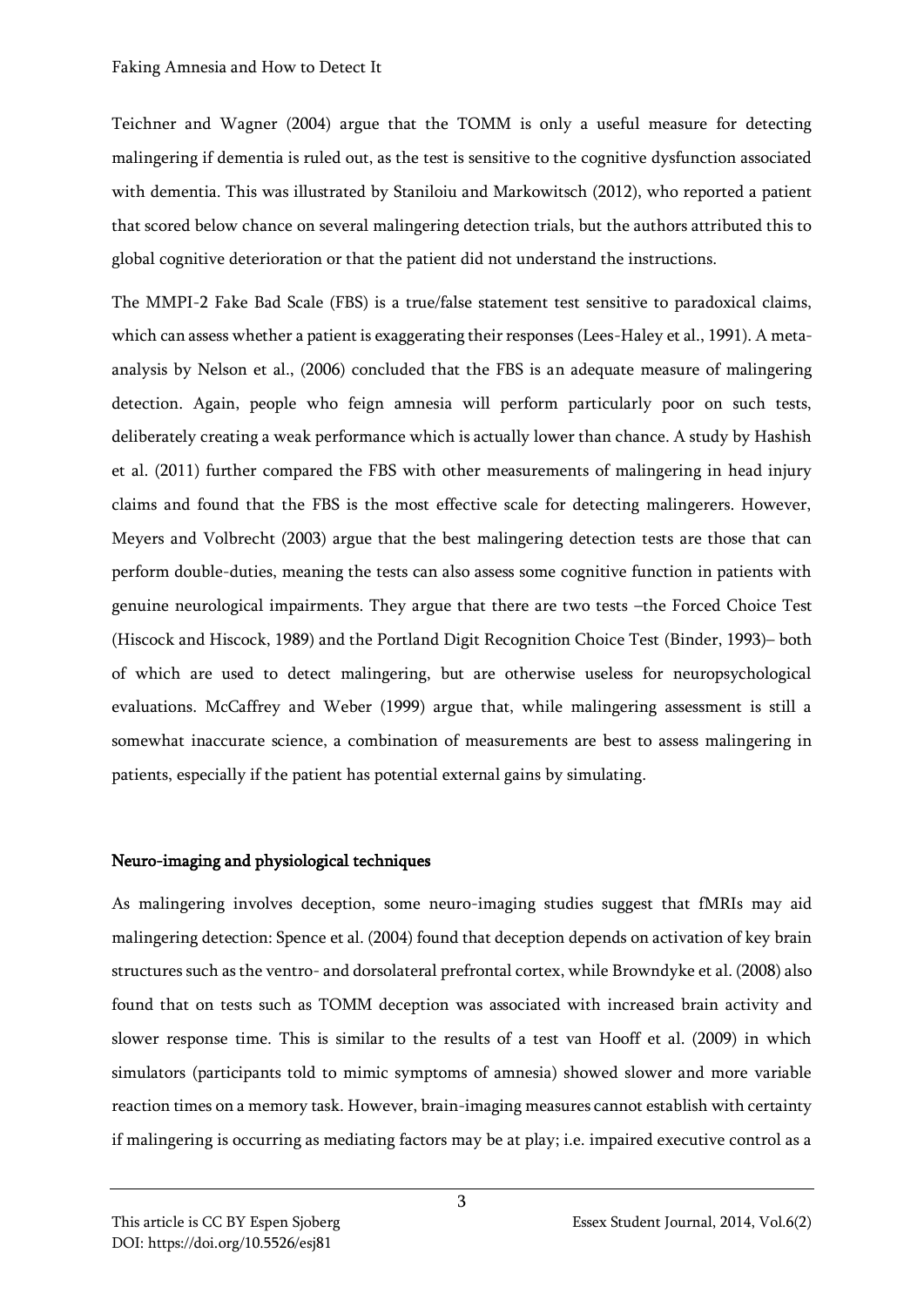Teichner and Wagner (2004) argue that the TOMM is only a useful measure for detecting malingering if dementia is ruled out, as the test is sensitive to the cognitive dysfunction associated with dementia. This was illustrated by Staniloiu and Markowitsch (2012), who reported a patient that scored below chance on several malingering detection trials, but the authors attributed this to global cognitive deterioration or that the patient did not understand the instructions.

The MMPI-2 Fake Bad Scale (FBS) is a true/false statement test sensitive to paradoxical claims, which can assess whether a patient is exaggerating their responses (Lees-Haley et al., 1991). A meta-analysis by Nelson et al., (2006) concluded that the FBS is an adequate measure of malingering detection. Again, people who feign amnesia will perform particularly poor on such tests, deliberately creating a weak performance which is actually lower than chance. A study by Hashish et al. (2011) further compared the FBS with other measurements of malingering in head injury claims and found that the FBS is the most effective scale for detecting malingerers. However, Meyers and Volbrecht (2003) argue that the best malingering detection tests are those that can perform double-duties, meaning the tests can also assess some cognitive function in patients with genuine neurological impairments. They argue that there are two tests –the Forced Choice Test (Hiscock and Hiscock, 1989) and the Portland Digit Recognition Choice Test (Binder, 1993)– both of which are used to detect malingering, but are otherwise useless for neuropsychological evaluations. McCaffrey and Weber (1999) argue that, while malingering assessment is still a somewhat inaccurate science, a combination of measurements are best to assess malingering in patients, especially if the patient has potential external gains by simulating.

## Neuro-imaging and physiological techniques

As malingering involves deception, some neuro-imaging studies suggest that fMRIs may aid malingering detection: Spence et al. (2004) found that deception depends on activation of key brain structures such as the ventro- and dorsolateral prefrontal cortex, while Browndyke et al. (2008) also found that on tests such as TOMM deception was associated with increased brain activity and slower response time. This is similar to the results of a test van Hooff et al. (2009) in which simulators (participants told to mimic symptoms of amnesia) showed slower and more variable reaction times on a memory task. However, brain-imaging measures cannot establish with certainty if malingering is occurring as mediating factors may be at play; i.e. impaired executive control as a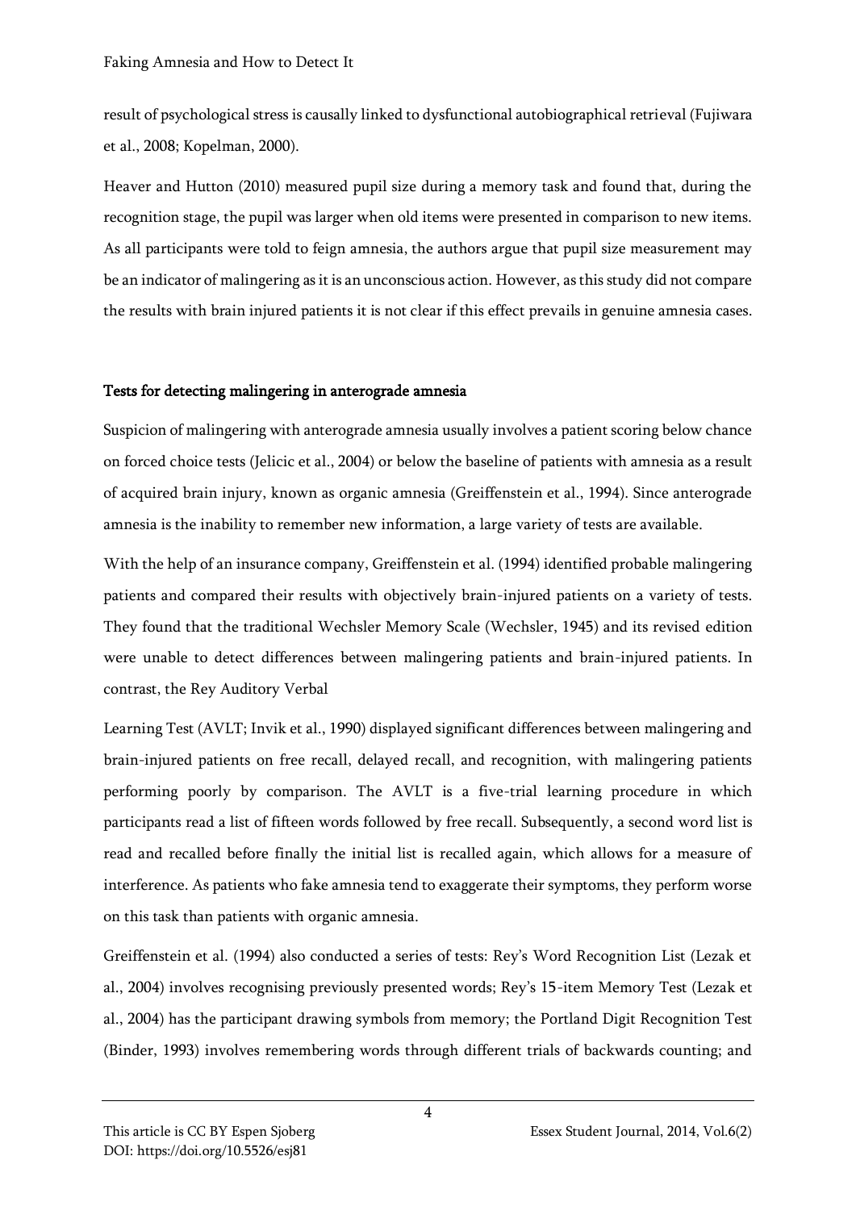result of psychological stress is causally linked to dysfunctional autobiographical retrieval (Fujiwara et al., 2008; Kopelman, 2000).

Heaver and Hutton (2010) measured pupil size during a memory task and found that, during the recognition stage, the pupil was larger when old items were presented in comparison to new items. As all participants were told to feign amnesia, the authors argue that pupil size measurement may be an indicator of malingering as it is an unconscious action. However, as this study did not compare the results with brain injured patients it is not clear if this effect prevails in genuine amnesia cases.

## Tests for detecting malingering in anterograde amnesia

Suspicion of malingering with anterograde amnesia usually involves a patient scoring below chance on forced choice tests (Jelicic et al., 2004) or below the baseline of patients with amnesia as a result of acquired brain injury, known as organic amnesia (Greiffenstein et al., 1994). Since anterograde amnesia is the inability to remember new information, a large variety of tests are available.

With the help of an insurance company, Greiffenstein et al. (1994) identified probable malingering patients and compared their results with objectively brain-injured patients on a variety of tests. They found that the traditional Wechsler Memory Scale (Wechsler, 1945) and its revised edition were unable to detect differences between malingering patients and brain-injured patients. In contrast, the Rey Auditory Verbal

Learning Test (AVLT; Invik et al., 1990) displayed significant differences between malingering and brain-injured patients on free recall, delayed recall, and recognition, with malingering patients performing poorly by comparison. The AVLT is a five-trial learning procedure in which participants read a list of fifteen words followed by free recall. Subsequently, a second word list is read and recalled before finally the initial list is recalled again, which allows for a measure of interference. As patients who fake amnesia tend to exaggerate their symptoms, they perform worse on this task than patients with organic amnesia.

Greiffenstein et al. (1994) also conducted a series of tests: Rey's Word Recognition List (Lezak et al., 2004) involves recognising previously presented words; Rey's 15-item Memory Test (Lezak et al., 2004) has the participant drawing symbols from memory; the Portland Digit Recognition Test (Binder, 1993) involves remembering words through different trials of backwards counting; and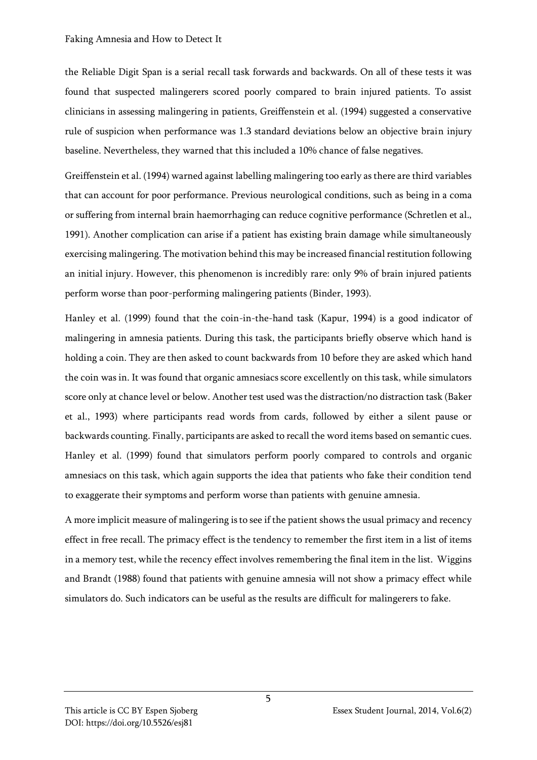the Reliable Digit Span is a serial recall task forwards and backwards. On all of these tests it was found that suspected malingerers scored poorly compared to brain injured patients. To assist clinicians in assessing malingering in patients, Greiffenstein et al. (1994) suggested a conservative rule of suspicion when performance was 1.3 standard deviations below an objective brain injury baseline. Nevertheless, they warned that this included a 10% chance of false negatives.

Greiffenstein et al. (1994) warned against labelling malingering too early as there are third variables that can account for poor performance. Previous neurological conditions, such as being in a coma or suffering from internal brain haemorrhaging can reduce cognitive performance (Schretlen et al., 1991). Another complication can arise if a patient has existing brain damage while simultaneously exercising malingering. The motivation behind this may be increased financial restitution following an initial injury. However, this phenomenon is incredibly rare: only 9% of brain injured patients perform worse than poor-performing malingering patients (Binder, 1993).

Hanley et al. (1999) found that the coin-in-the-hand task (Kapur, 1994) is a good indicator of malingering in amnesia patients. During this task, the participants briefly observe which hand is holding a coin. They are then asked to count backwards from 10 before they are asked which hand the coin was in. It was found that organic amnesiacs score excellently on this task, while simulators score only at chance level or below. Another test used was the distraction/no distraction task (Baker et al., 1993) where participants read words from cards, followed by either a silent pause or backwards counting. Finally, participants are asked to recall the word items based on semantic cues. Hanley et al. (1999) found that simulators perform poorly compared to controls and organic amnesiacs on this task, which again supports the idea that patients who fake their condition tend to exaggerate their symptoms and perform worse than patients with genuine amnesia.

A more implicit measure of malingering is to see if the patient shows the usual primacy and recency effect in free recall. The primacy effect is the tendency to remember the first item in a list of items in a memory test, while the recency effect involves remembering the final item in the list. Wiggins and Brandt (1988) found that patients with genuine amnesia will not show a primacy effect while simulators do. Such indicators can be useful as the results are difficult for malingerers to fake.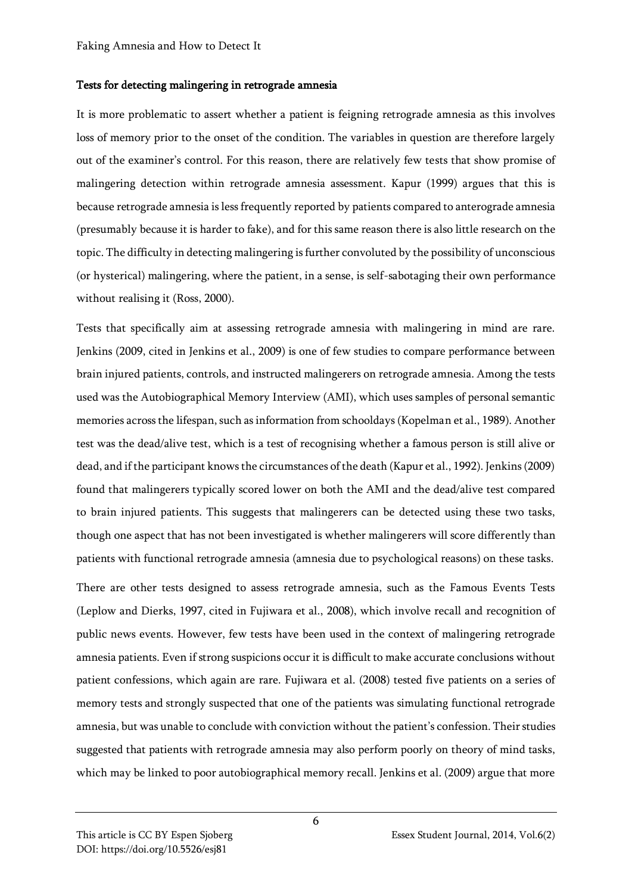**Tests for detecting malingering in retrograde amnesia**

It is more problematic to assert whether a patient is feigning retrograde amnesia as this involves loss of memory prior to the onset of the condition. The variables in question are therefore largely out of the examiner's control. For this reason, there are relatively few tests that show promise of malingering detection within retrograde amnesia assessment. Kapur (1999) argues that this is because retrograde amnesia is less frequently reported by patients compared to anterograde amnesia (presumably because it is harder to fake), and for this same reason there is also little research on the topic. The difficulty in detecting malingering is further convoluted by the possibility of unconscious (or hysterical) malingering, where the patient, in a sense, is self-sabotaging their own performance without realising it (Ross, 2000).

Tests that specifically aim at assessing retrograde amnesia with malingering in mind are rare. Jenkins (2009, cited in Jenkins et al., 2009) is one of few studies to compare performance between brain injured patients, controls, and instructed malingerers on retrograde amnesia. Among the tests used was the Autobiographical Memory Interview (AMI), which uses samples of personal semantic memories across the lifespan, such as information from schooldays (Kopelman et al., 1989). Another test was the dead/alive test, which is a test of recognising whether a famous person is still alive or dead, and if the participant knows the circumstances of the death (Kapur et al., 1992). Jenkins (2009) found that malingerers typically scored lower on both the AMI and the dead/alive test compared to brain injured patients. This suggests that malingerers can be detected using these two tasks, though one aspect that has not been investigated is whether malingerers will score differently than patients with functional retrograde amnesia (amnesia due to psychological reasons) on these tasks.

There are other tests designed to assess retrograde amnesia, such as the Famous Events Tests (Leplow and Dierks, 1997, cited in Fujiwara et al., 2008), which involve recall and recognition of public news events. However, few tests have been used in the context of malingering retrograde amnesia patients. Even if strong suspicions occur it is difficult to make accurate conclusions without patient confessions, which again are rare. Fujiwara et al. (2008) tested five patients on a series of memory tests and strongly suspected that one of the patients was simulating functional retrograde amnesia, but was unable to conclude with conviction without the patient's confession. Their studies suggested that patients with retrograde amnesia may also perform poorly on theory of mind tasks, which may be linked to poor autobiographical memory recall. Jenkins et al. (2009) argue that more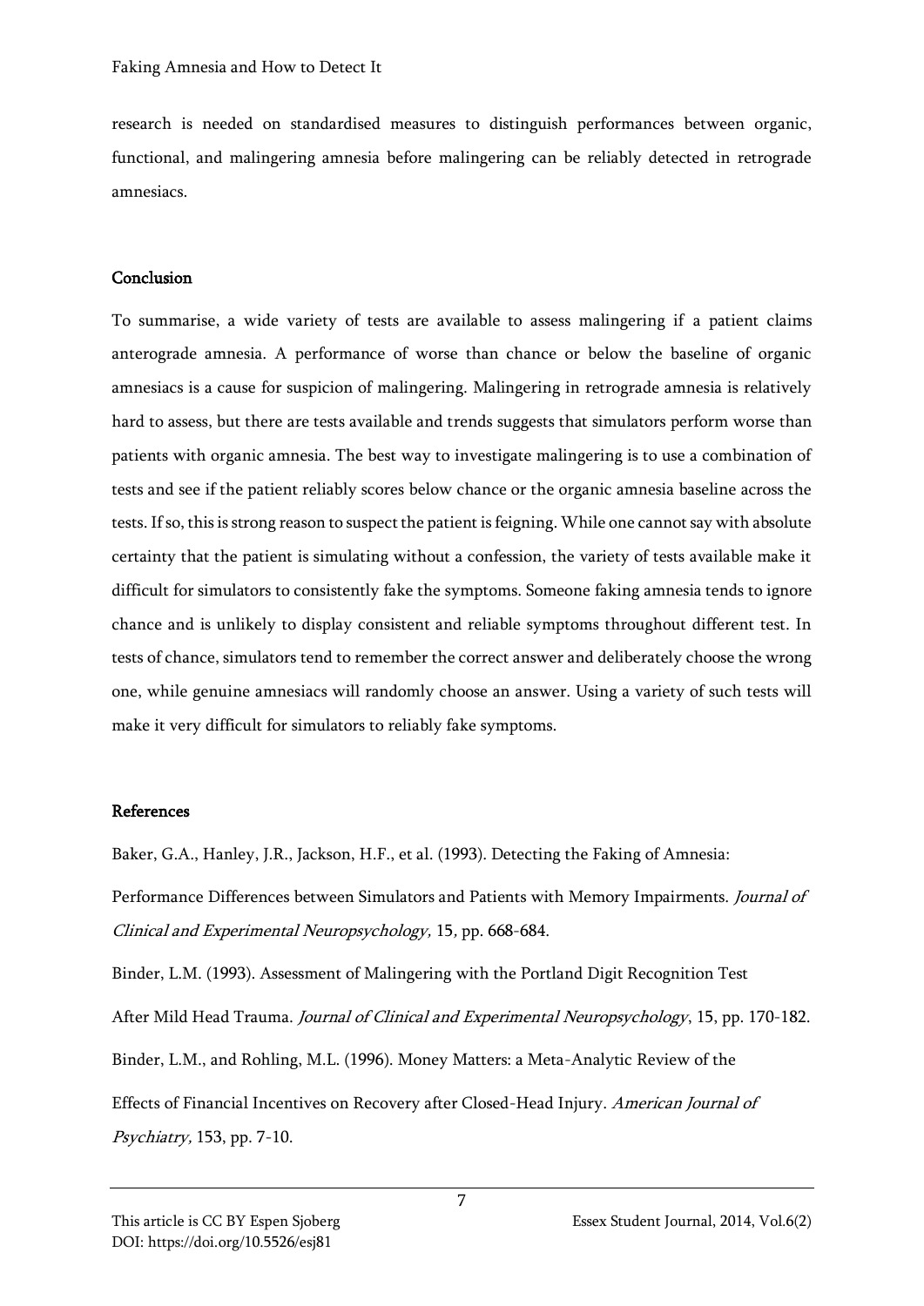research is needed on standardised measures to distinguish performances between organic, functional, and malingering amnesia before malingering can be reliably detected in retrograde amnesiacs.

## Conclusion

To summarise, a wide variety of tests are available to assess malingering if a patient claims anterograde amnesia. A performance of worse than chance or below the baseline of organic amnesiacs is a cause for suspicion of malingering. Malingering in retrograde amnesia is relatively hard to assess, but there are tests available and trends suggests that simulators perform worse than patients with organic amnesia. The best way to investigate malingering is to use a combination of tests and see if the patient reliably scores below chance or the organic amnesia baseline across the tests. If so, this is strong reason to suspect the patient is feigning. While one cannot say with absolute certainty that the patient is simulating without a confession, the variety of tests available make it difficult for simulators to consistently fake the symptoms. Someone faking amnesia tends to ignore chance and is unlikely to display consistent and reliable symptoms throughout different test. In tests of chance, simulators tend to remember the correct answer and deliberately choose the wrong one, while genuine amnesiacs will randomly choose an answer. Using a variety of such tests will make it very difficult for simulators to reliably fake symptoms.

## References

Baker, G.A., Hanley, J.R., Jackson, H.F., et al. (1993). Detecting the Faking of Amnesia: Performance Differences between Simulators and Patients with Memory Impairments. *Journal of Clinical and Experimental Neuropsychology,* 15*,* pp. 668-684.

Binder, L.M. (1993). Assessment of Malingering with the Portland Digit Recognition Test After Mild Head Trauma. *Journal of Clinical and Experimental Neuropsychology*, 15, pp. 170-182.

Binder, L.M., and Rohling, M.L. (1996). Money Matters: a Meta-Analytic Review of the Effects of Financial Incentives on Recovery after Closed-Head Injury. *American Journal of Psychiatry,* 153, pp. 7-10.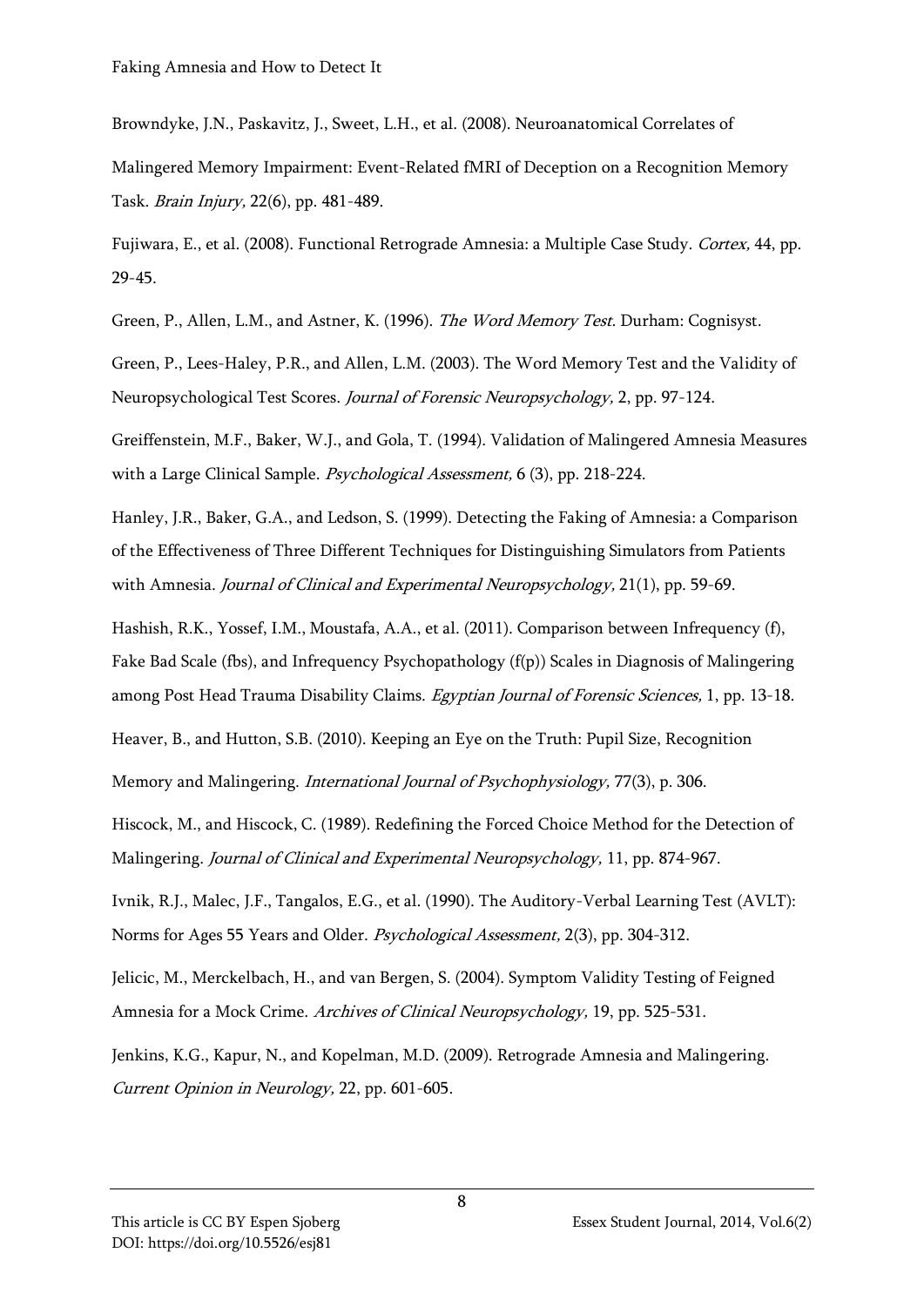Browndyke, J.N., Paskavitz, J., Sweet, L.H., et al. (2008). Neuroanatomical Correlates of Malingered Memory Impairment: Event-Related fMRI of Deception on a Recognition Memory Task. *Brain Injury,* 22(6), pp. 481-489.

Fujiwara, E., et al. (2008). Functional Retrograde Amnesia: a Multiple Case Study. *Cortex,* 44, pp. 29-45.

Green, P., Allen, L.M., and Astner, K. (1996). *The Word Memory Test*. Durham: Cognisyst.

Green, P., Lees-Haley, P.R., and Allen, L.M. (2003). The Word Memory Test and the Validity of Neuropsychological Test Scores. *Journal of Forensic Neuropsychology,* 2, pp. 97-124.

Greiffenstein, M.F., Baker, W.J., and Gola, T. (1994). Validation of Malingered Amnesia Measures with a Large Clinical Sample. *Psychological Assessment,* 6 (3), pp. 218-224.

Hanley, J.R., Baker, G.A., and Ledson, S. (1999). Detecting the Faking of Amnesia: a Comparison of the Effectiveness of Three Different Techniques for Distinguishing Simulators from Patients with Amnesia. *Journal of Clinical and Experimental Neuropsychology,* 21(1), pp. 59-69.

Hashish, R.K., Yossef, I.M., Moustafa, A.A., et al. (2011). Comparison between Infrequency (f), Fake Bad Scale (fbs), and Infrequency Psychopathology (f(p)) Scales in Diagnosis of Malingering among Post Head Trauma Disability Claims. *Egyptian Journal of Forensic Sciences,* 1, pp. 13-18.

Heaver, B., and Hutton, S.B. (2010). Keeping an Eye on the Truth: Pupil Size, Recognition Memory and Malingering. *International Journal of Psychophysiology,* 77(3), p. 306.

Hiscock, M., and Hiscock, C. (1989). Redefining the Forced Choice Method for the Detection of Malingering. *Journal of Clinical and Experimental Neuropsychology,* 11, pp. 874-967.

Ivnik, R.J., Malec, J.F., Tangalos, E.G., et al. (1990). The Auditory-Verbal Learning Test (AVLT): Norms for Ages 55 Years and Older. *Psychological Assessment,* 2(3), pp. 304-312.

Jelicic, M., Merckelbach, H., and van Bergen, S. (2004). Symptom Validity Testing of Feigned Amnesia for a Mock Crime. *Archives of Clinical Neuropsychology,* 19, pp. 525-531.

Jenkins, K.G., Kapur, N., and Kopelman, M.D. (2009). Retrograde Amnesia and Malingering. *Current Opinion in Neurology,* 22, pp. 601-605.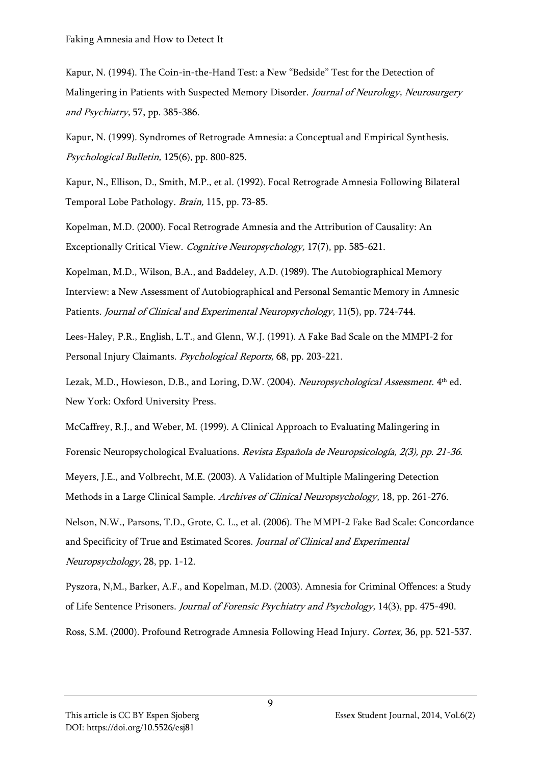Kapur, N. (1994). The Coin-in-the-Hand Test: a New "Bedside" Test for the Detection of Malingering in Patients with Suspected Memory Disorder. *Journal of Neurology, Neurosurgery and Psychiatry,* 57, pp. 385-386.

Kapur, N. (1999). Syndromes of Retrograde Amnesia: a Conceptual and Empirical Synthesis. *Psychological Bulletin,* 125(6), pp. 800-825.

Kapur, N., Ellison, D., Smith, M.P., et al. (1992). Focal Retrograde Amnesia Following Bilateral Temporal Lobe Pathology. *Brain,* 115, pp. 73-85.

Kopelman, M.D. (2000). Focal Retrograde Amnesia and the Attribution of Causality: An Exceptionally Critical View. *Cognitive Neuropsychology,* 17(7), pp. 585-621.

Kopelman, M.D., Wilson, B.A., and Baddeley, A.D. (1989). The Autobiographical Memory Interview: a New Assessment of Autobiographical and Personal Semantic Memory in Amnesic Patients. *Journal of Clinical and Experimental Neuropsychology*, 11(5), pp. 724-744.

Lees-Haley, P.R., English, L.T., and Glenn, W.J. (1991). A Fake Bad Scale on the MMPI-2 for Personal Injury Claimants. *Psychological Reports,* 68, pp. 203-221.

Lezak, M.D., Howieson, D.B., and Loring, D.W. (2004). *Neuropsychological Assessment.* 4th ed. New York: Oxford University Press.

McCaffrey, R.J., and Weber, M. (1999). A Clinical Approach to Evaluating Malingering in Forensic Neuropsychological Evaluations. *Revista Española de Neuropsicología, 2(3), pp. 21-36.*

Meyers, J.E., and Volbrecht, M.E. (2003). A Validation of Multiple Malingering Detection Methods in a Large Clinical Sample. *Archives of Clinical Neuropsychology*, 18, pp. 261-276.

Nelson, N.W., Parsons, T.D., Grote, C. L., et al. (2006). The MMPI-2 Fake Bad Scale: Concordance and Specificity of True and Estimated Scores. *Journal of Clinical and Experimental Neuropsychology*, 28, pp. 1-12.

Pyszora, N,M., Barker, A.F., and Kopelman, M.D. (2003). Amnesia for Criminal Offences: a Study of Life Sentence Prisoners. *Journal of Forensic Psychiatry and Psychology,* 14(3), pp. 475-490.

Ross, S.M. (2000). Profound Retrograde Amnesia Following Head Injury. *Cortex,* 36, pp. 521-537.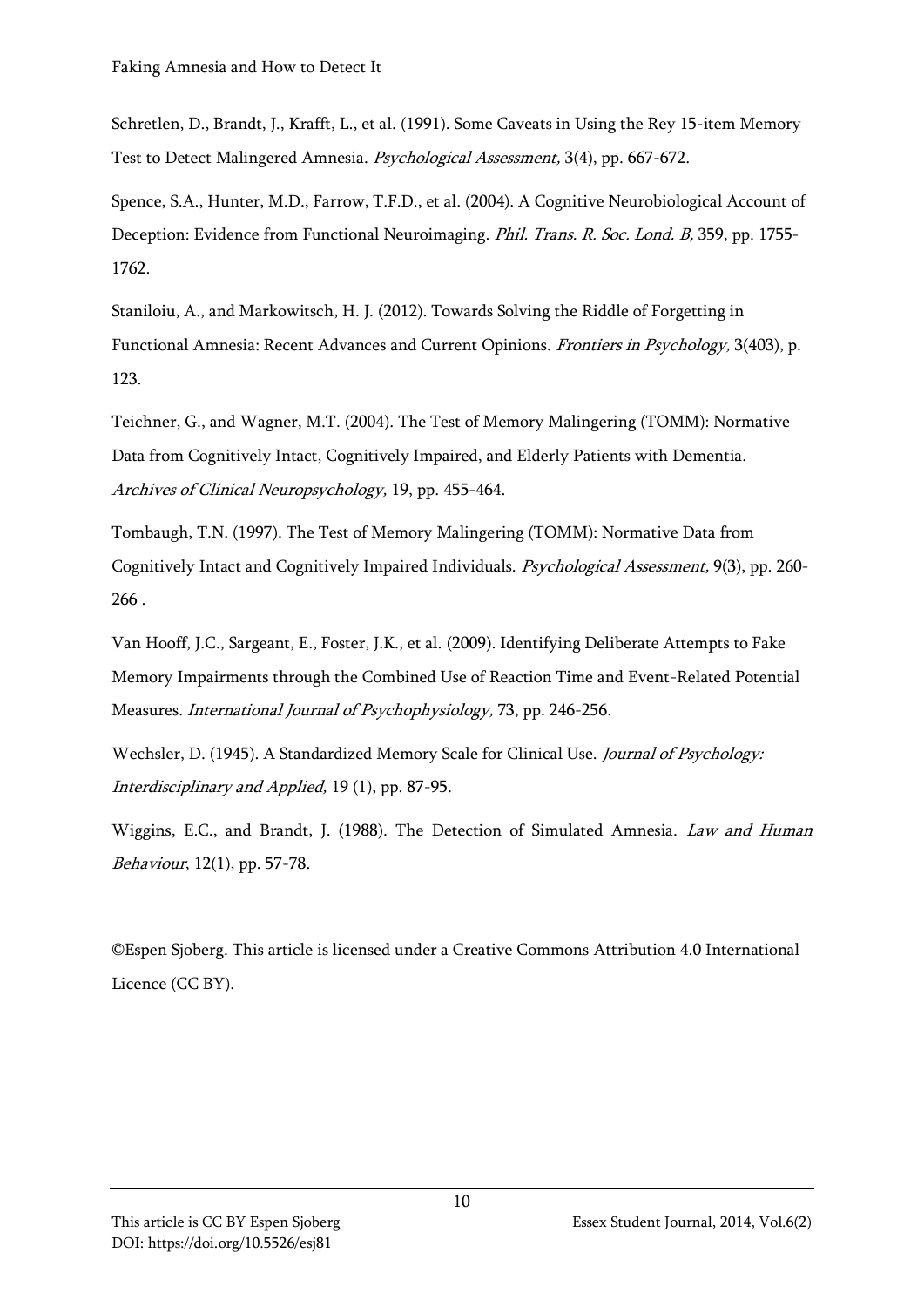Schretlen, D., Brandt, J., Krafft, L., et al. (1991). Some Caveats in Using the Rey 15-item Memory Test to Detect Malingered Amnesia. *Psychological Assessment,* 3(4), pp. 667-672.

Spence, S.A., Hunter, M.D., Farrow, T.F.D., et al. (2004). A Cognitive Neurobiological Account of Deception: Evidence from Functional Neuroimaging. *Phil. Trans. R. Soc. Lond. B,* 359, pp. 1755-1762.

Staniloiu, A., and Markowitsch, H. J. (2012). Towards Solving the Riddle of Forgetting in Functional Amnesia: Recent Advances and Current Opinions. *Frontiers in Psychology,* 3(403), p. 123.

Teichner, G., and Wagner, M.T. (2004). The Test of Memory Malingering (TOMM): Normative Data from Cognitively Intact, Cognitively Impaired, and Elderly Patients with Dementia. *Archives of Clinical Neuropsychology,* 19, pp. 455-464.

Tombaugh, T.N. (1997). The Test of Memory Malingering (TOMM): Normative Data from Cognitively Intact and Cognitively Impaired Individuals. *Psychological Assessment,* 9(3), pp. 260-266 .

Van Hooff, J.C., Sargeant, E., Foster, J.K., et al. (2009). Identifying Deliberate Attempts to Fake Memory Impairments through the Combined Use of Reaction Time and Event-Related Potential Measures. *International Journal of Psychophysiology,* 73, pp. 246-256.

Wechsler, D. (1945). A Standardized Memory Scale for Clinical Use. *Journal of Psychology: Interdisciplinary and Applied,* 19 (1), pp. 87-95.

Wiggins, E.C., and Brandt, J. (1988). The Detection of Simulated Amnesia. *Law and Human Behaviour*, 12(1), pp. 57-78.

©Espen Sjoberg. This article is licensed under a Creative Commons Attribution 4.0 International Licence (CC BY).